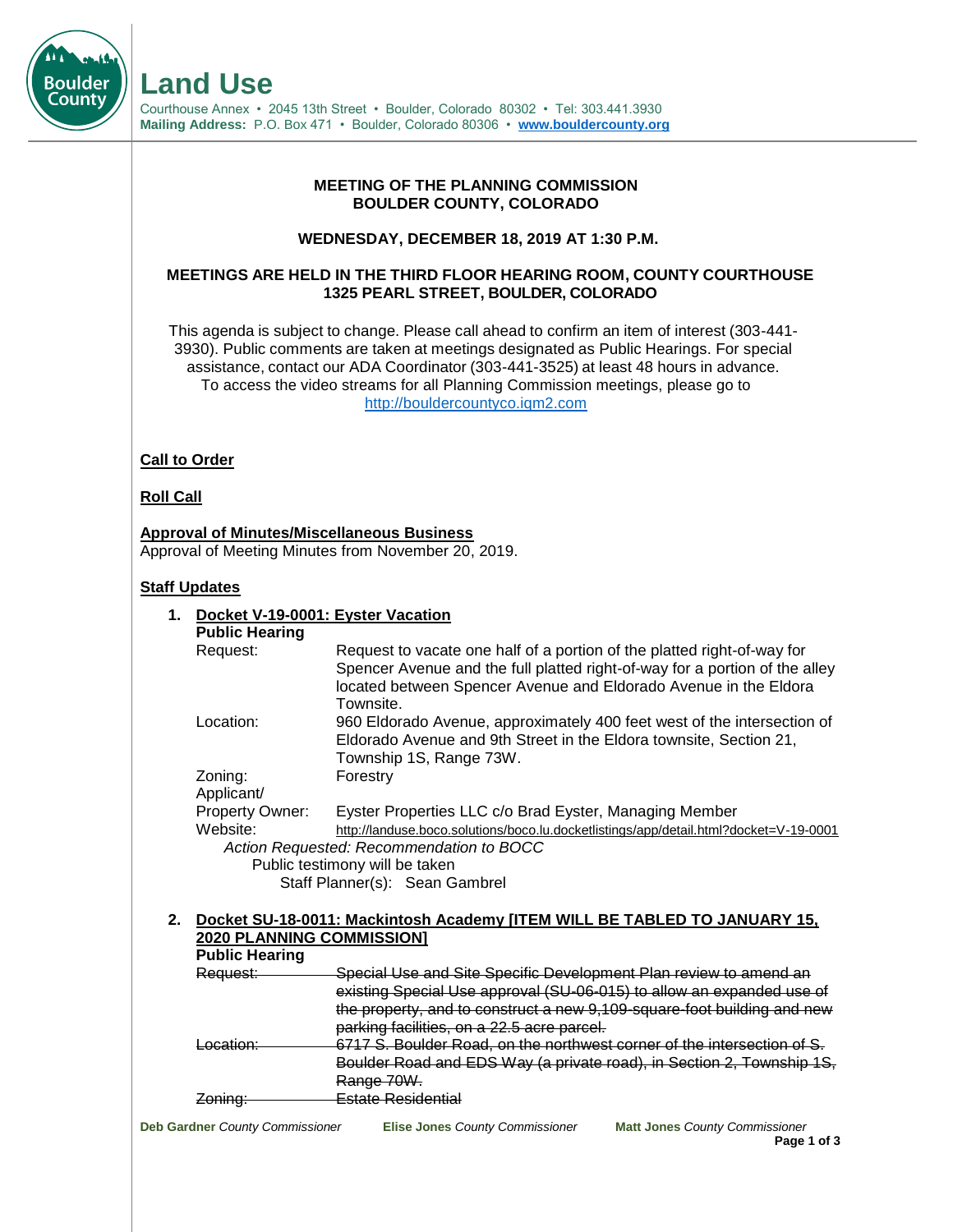# Land Use

Courthouse Annex • 2045 13th Street • Boulder, Colorado 80302 • Tel: 303.441.3930
**Mailing Address:** P.O. Box 471 • Boulder, Colorado 80306 • **www.bouldercounty.org**

**MEETING OF THE PLANNING COMMISSION**
**BOULDER COUNTY, COLORADO**

**WEDNESDAY, DECEMBER 18, 2019 AT 1:30 P.M.**

**MEETINGS ARE HELD IN THE THIRD FLOOR HEARING ROOM, COUNTY COURTHOUSE**
**1325 PEARL STREET, BOULDER, COLORADO**

This agenda is subject to change. Please call ahead to confirm an item of interest (303-441-3930). Public comments are taken at meetings designated as Public Hearings. For special assistance, contact our ADA Coordinator (303-441-3525) at least 48 hours in advance. To access the video streams for all Planning Commission meetings, please go to http://bouldercountyco.iqm2.com

**Call to Order**

**Roll Call**

**Approval of Minutes/Miscellaneous Business**
Approval of Meeting Minutes from November 20, 2019.

**Staff Updates**

1. **Docket V-19-0001: Eyster Vacation**
   **Public Hearing**
   - Request: Request to vacate one half of a portion of the platted right-of-way for Spencer Avenue and the full platted right-of-way for a portion of the alley located between Spencer Avenue and Eldorado Avenue in the Eldora Townsite.
   - Location: 960 Eldorado Avenue, approximately 400 feet west of the intersection of Eldorado Avenue and 9th Street in the Eldora townsite, Section 21, Township 1S, Range 73W.
   - Zoning: Forestry
   - Applicant/Property Owner: Eyster Properties LLC c/o Brad Eyster, Managing Member
   - Website: http://landuse.boco.solutions/boco.lu.docketlistings/app/detail.html?docket=V-19-0001

   *Action Requested: Recommendation to BOCC*
   Public testimony will be taken
   Staff Planner(s): Sean Gambrel

2. **Docket SU-18-0011: Mackintosh Academy [ITEM WILL BE TABLED TO JANUARY 15, 2020 PLANNING COMMISSION]**
   **Public Hearing**
   - ~~Request: Special Use and Site Specific Development Plan review to amend an existing Special Use approval (SU-06-015) to allow an expanded use of the property, and to construct a new 9,109-square-foot building and new parking facilities, on a 22.5 acre parcel.~~
   - ~~Location: 6717 S. Boulder Road, on the northwest corner of the intersection of S. Boulder Road and EDS Way (a private road), in Section 2, Township 1S, Range 70W.~~
   - ~~Zoning: Estate Residential~~

**Deb Gardner** *County Commissioner* **Elise Jones** *County Commissioner* **Matt Jones** *County Commissioner*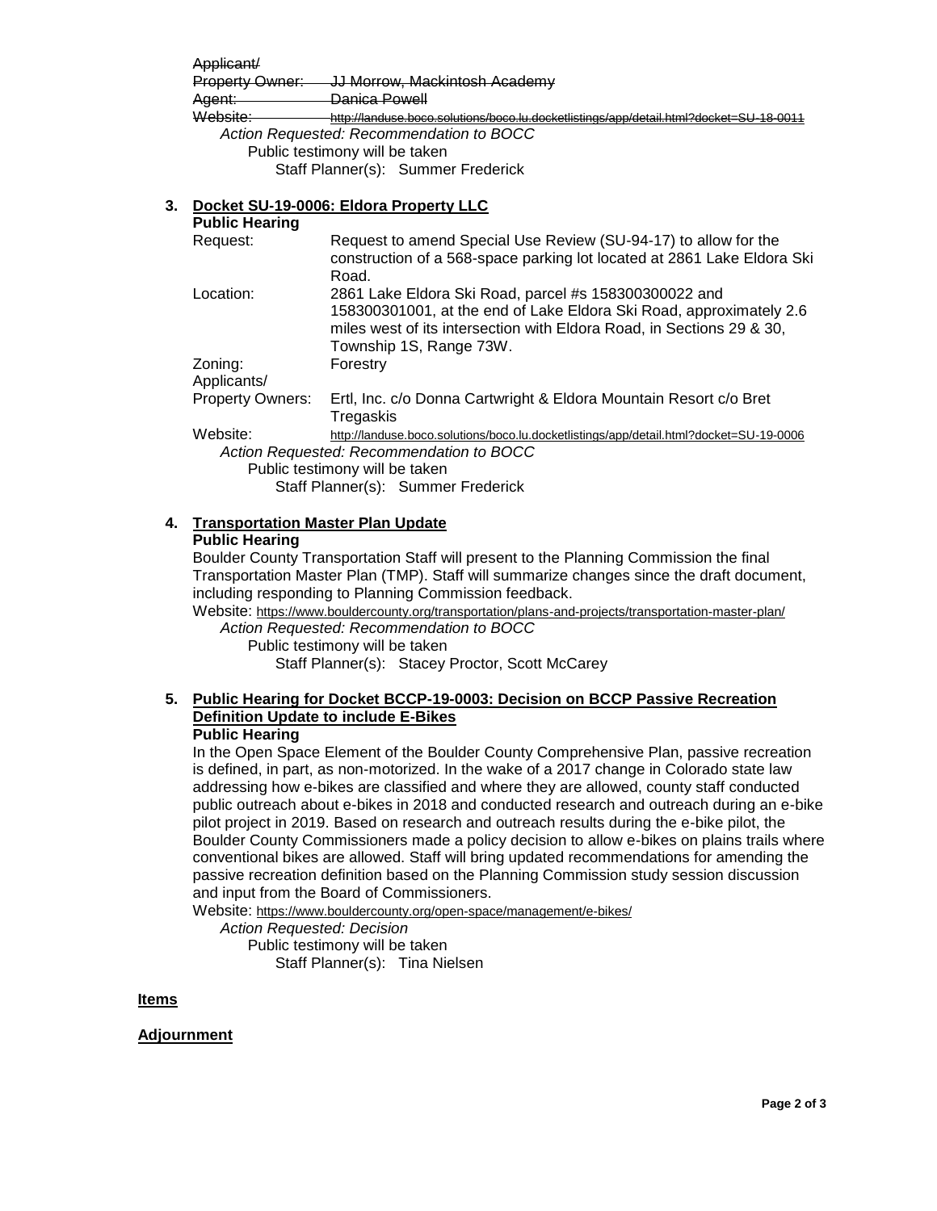~~Applicant/~~
~~Property Owner: JJ Morrow, Mackintosh Academy~~
~~Agent: Danica Powell~~
~~Website: http://landuse.boco.solutions/boco.lu.docketlistings/app/detail.html?docket=SU-18-0011~~

*Action Requested: Recommendation to BOCC*

Public testimony will be taken

Staff Planner(s): Summer Frederick

**3. Docket SU-19-0006: Eldora Property LLC**

**Public Hearing**

| | |
|---|---|
| Request: | Request to amend Special Use Review (SU-94-17) to allow for the construction of a 568-space parking lot located at 2861 Lake Eldora Ski Road. |
| Location: | 2861 Lake Eldora Ski Road, parcel #s 158300300022 and 158300301001, at the end of Lake Eldora Ski Road, approximately 2.6 miles west of its intersection with Eldora Road, in Sections 29 & 30, Township 1S, Range 73W. |
| Zoning: | Forestry |
| Applicants/ Property Owners: | Ertl, Inc. c/o Donna Cartwright & Eldora Mountain Resort c/o Bret Tregaskis |
| Website: | http://landuse.boco.solutions/boco.lu.docketlistings/app/detail.html?docket=SU-19-0006 |

*Action Requested: Recommendation to BOCC*

Public testimony will be taken

Staff Planner(s): Summer Frederick

**4. Transportation Master Plan Update**

**Public Hearing**

Boulder County Transportation Staff will present to the Planning Commission the final Transportation Master Plan (TMP). Staff will summarize changes since the draft document, including responding to Planning Commission feedback.

Website: https://www.bouldercounty.org/transportation/plans-and-projects/transportation-master-plan/

*Action Requested: Recommendation to BOCC*

Public testimony will be taken

Staff Planner(s): Stacey Proctor, Scott McCarey

**5. Public Hearing for Docket BCCP-19-0003: Decision on BCCP Passive Recreation Definition Update to include E-Bikes**

**Public Hearing**

In the Open Space Element of the Boulder County Comprehensive Plan, passive recreation is defined, in part, as non-motorized. In the wake of a 2017 change in Colorado state law addressing how e-bikes are classified and where they are allowed, county staff conducted public outreach about e-bikes in 2018 and conducted research and outreach during an e-bike pilot project in 2019. Based on research and outreach results during the e-bike pilot, the Boulder County Commissioners made a policy decision to allow e-bikes on plains trails where conventional bikes are allowed. Staff will bring updated recommendations for amending the passive recreation definition based on the Planning Commission study session discussion and input from the Board of Commissioners.

Website: https://www.bouldercounty.org/open-space/management/e-bikes/

*Action Requested: Decision*

Public testimony will be taken

Staff Planner(s): Tina Nielsen

**Items**

**Adjournment**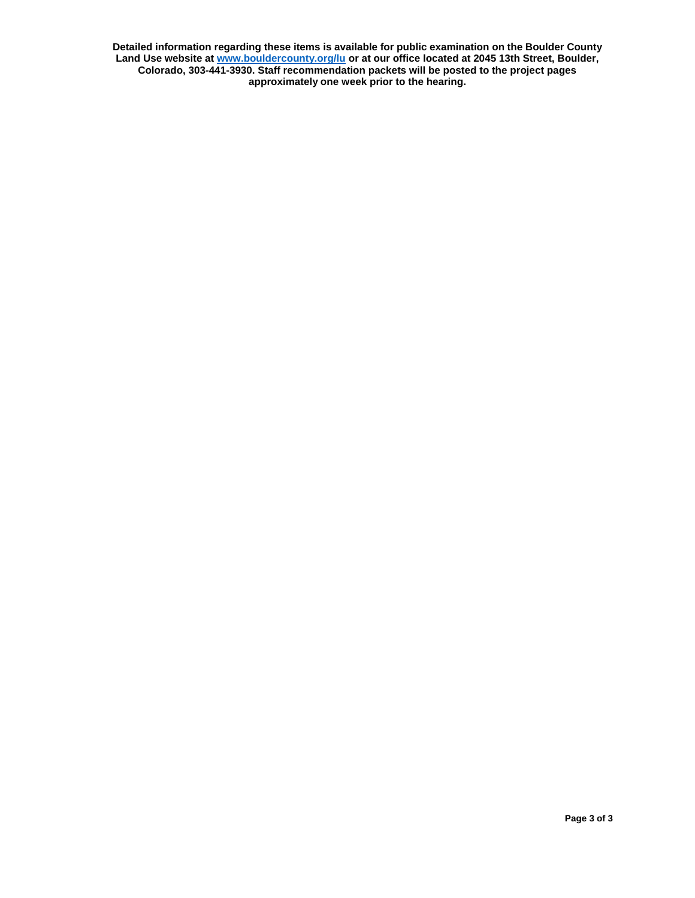**Detailed information regarding these items is available for public examination on the Boulder County Land Use website at [www.bouldercounty.org/lu](www.bouldercounty.org/lu) or at our office located at 2045 13th Street, Boulder, Colorado, 303-441-3930. Staff recommendation packets will be posted to the project pages approximately one week prior to the hearing.**